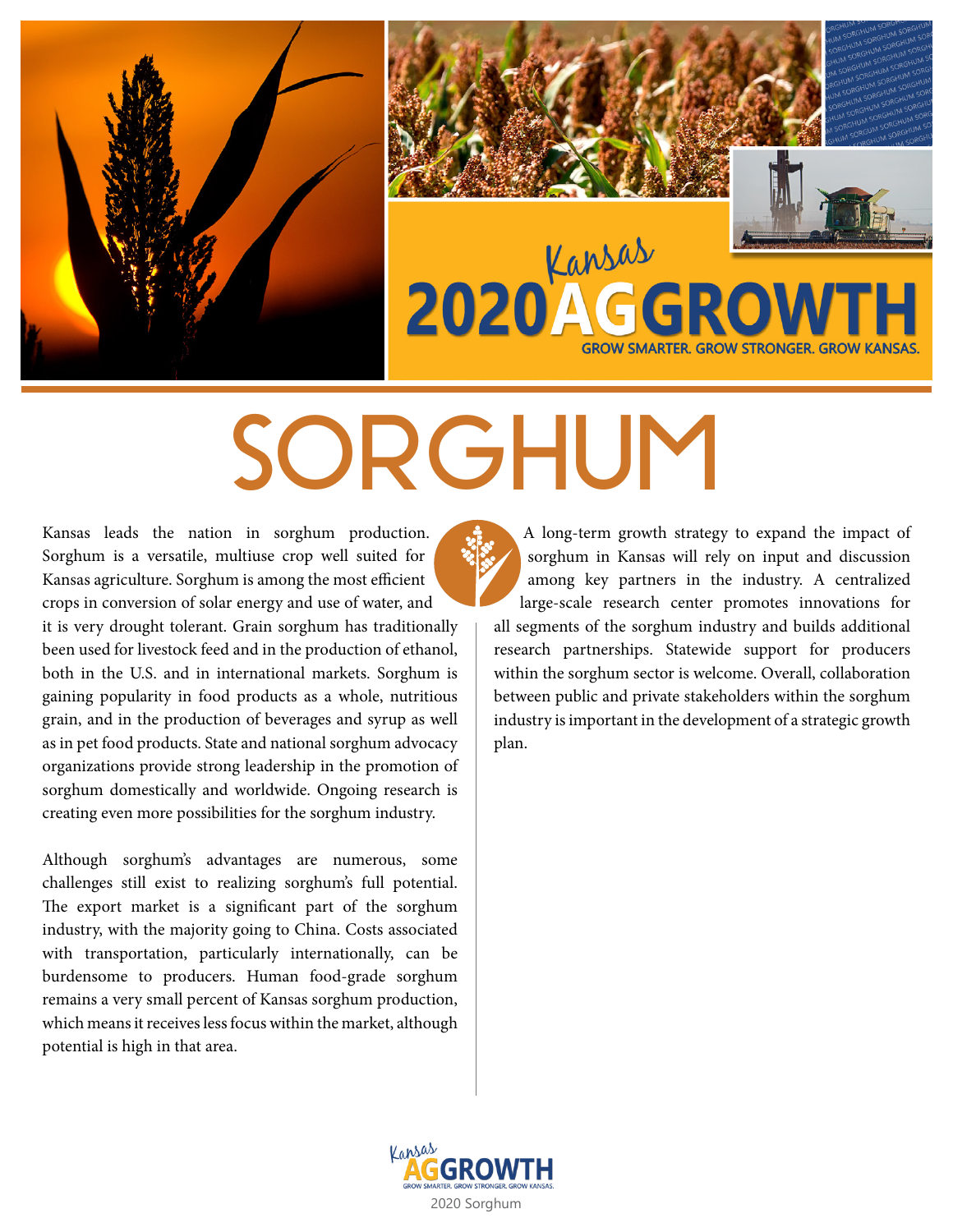Kansas 2020 AG GROWTH

GROW SMARTER. GROW STRONGER. GROW KANSAS.

# SORGHUM

Kansas leads the nation in sorghum production. Sorghum is a versatile, multiuse crop well suited for Kansas agriculture. Sorghum is among the most efficient crops in conversion of solar energy and use of water, and it is very drought tolerant. Grain sorghum has traditionally been used for livestock feed and in the production of ethanol, both in the U.S. and in international markets. Sorghum is gaining popularity in food products as a whole, nutritious grain, and in the production of beverages and syrup as well as in pet food products. State and national sorghum advocacy organizations provide strong leadership in the promotion of sorghum domestically and worldwide. Ongoing research is creating even more possibilities for the sorghum industry.

Although sorghum's advantages are numerous, some challenges still exist to realizing sorghum's full potential. The export market is a significant part of the sorghum industry, with the majority going to China. Costs associated with transportation, particularly internationally, can be burdensome to producers. Human food-grade sorghum remains a very small percent of Kansas sorghum production, which means it receives less focus within the market, although potential is high in that area.

A long-term growth strategy to expand the impact of sorghum in Kansas will rely on input and discussion among key partners in the industry. A centralized large-scale research center promotes innovations for all segments of the sorghum industry and builds additional research partnerships. Statewide support for producers within the sorghum sector is welcome. Overall, collaboration between public and private stakeholders within the sorghum industry is important in the development of a strategic growth plan.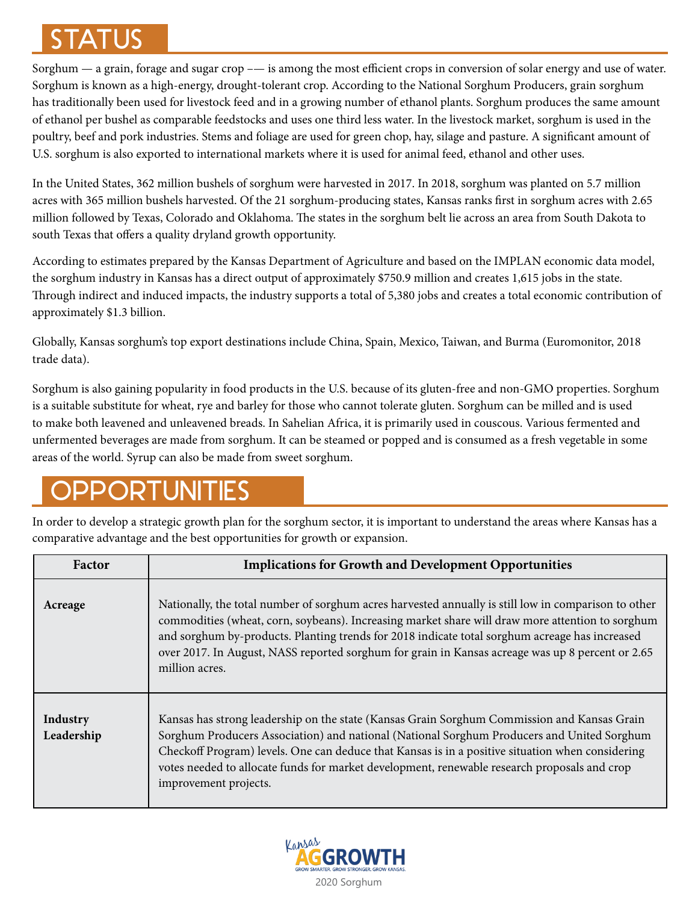# STATUS

Sorghum — a grain, forage and sugar crop –— is among the most efficient crops in conversion of solar energy and use of water. Sorghum is known as a high-energy, drought-tolerant crop. According to the National Sorghum Producers, grain sorghum has traditionally been used for livestock feed and in a growing number of ethanol plants. Sorghum produces the same amount of ethanol per bushel as comparable feedstocks and uses one third less water. In the livestock market, sorghum is used in the poultry, beef and pork industries. Stems and foliage are used for green chop, hay, silage and pasture. A significant amount of U.S. sorghum is also exported to international markets where it is used for animal feed, ethanol and other uses.

In the United States, 362 million bushels of sorghum were harvested in 2017. In 2018, sorghum was planted on 5.7 million acres with 365 million bushels harvested. Of the 21 sorghum-producing states, Kansas ranks first in sorghum acres with 2.65 million followed by Texas, Colorado and Oklahoma. The states in the sorghum belt lie across an area from South Dakota to south Texas that offers a quality dryland growth opportunity.

According to estimates prepared by the Kansas Department of Agriculture and based on the IMPLAN economic data model, the sorghum industry in Kansas has a direct output of approximately $750.9 million and creates 1,615 jobs in the state. Through indirect and induced impacts, the industry supports a total of 5,380 jobs and creates a total economic contribution of approximately $1.3 billion.

Globally, Kansas sorghum's top export destinations include China, Spain, Mexico, Taiwan, and Burma (Euromonitor, 2018 trade data).

Sorghum is also gaining popularity in food products in the U.S. because of its gluten-free and non-GMO properties. Sorghum is a suitable substitute for wheat, rye and barley for those who cannot tolerate gluten. Sorghum can be milled and is used to make both leavened and unleavened breads. In Sahelian Africa, it is primarily used in couscous. Various fermented and unfermented beverages are made from sorghum. It can be steamed or popped and is consumed as a fresh vegetable in some areas of the world. Syrup can also be made from sweet sorghum.

# OPPORTUNITIES

In order to develop a strategic growth plan for the sorghum sector, it is important to understand the areas where Kansas has a comparative advantage and the best opportunities for growth or expansion.

| Factor | Implications for Growth and Development Opportunities |
|---|---|
| **Acreage** | Nationally, the total number of sorghum acres harvested annually is still low in comparison to other commodities (wheat, corn, soybeans). Increasing market share will draw more attention to sorghum and sorghum by-products. Planting trends for 2018 indicate total sorghum acreage has increased over 2017. In August, NASS reported sorghum for grain in Kansas acreage was up 8 percent or 2.65 million acres. |
| **Industry Leadership** | Kansas has strong leadership on the state (Kansas Grain Sorghum Commission and Kansas Grain Sorghum Producers Association) and national (National Sorghum Producers and United Sorghum Checkoff Program) levels. One can deduce that Kansas is in a positive situation when considering votes needed to allocate funds for market development, renewable research proposals and crop improvement projects. |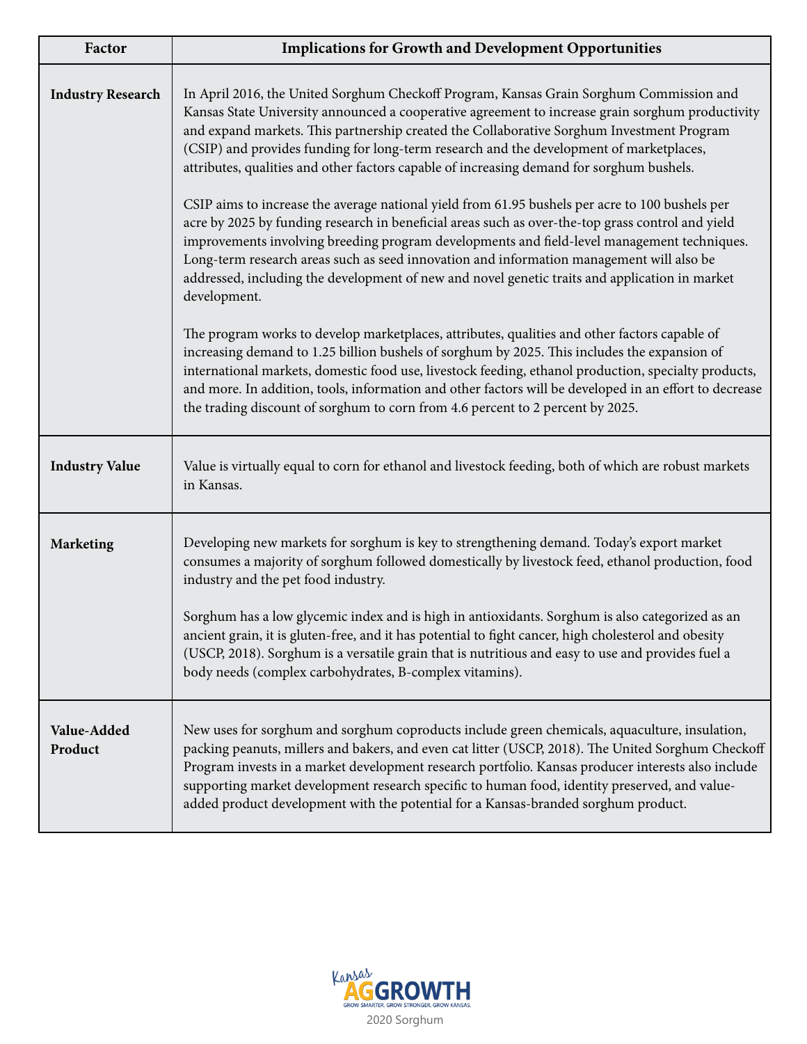| Factor | Implications for Growth and Development Opportunities |
|---|---|
| **Industry Research** | In April 2016, the United Sorghum Checkoff Program, Kansas Grain Sorghum Commission and Kansas State University announced a cooperative agreement to increase grain sorghum productivity and expand markets. This partnership created the Collaborative Sorghum Investment Program (CSIP) and provides funding for long-term research and the development of marketplaces, attributes, qualities and other factors capable of increasing demand for sorghum bushels.<br><br>CSIP aims to increase the average national yield from 61.95 bushels per acre to 100 bushels per acre by 2025 by funding research in beneficial areas such as over-the-top grass control and yield improvements involving breeding program developments and field-level management techniques. Long-term research areas such as seed innovation and information management will also be addressed, including the development of new and novel genetic traits and application in market development.<br><br>The program works to develop marketplaces, attributes, qualities and other factors capable of increasing demand to 1.25 billion bushels of sorghum by 2025. This includes the expansion of international markets, domestic food use, livestock feeding, ethanol production, specialty products, and more. In addition, tools, information and other factors will be developed in an effort to decrease the trading discount of sorghum to corn from 4.6 percent to 2 percent by 2025. |
| **Industry Value** | Value is virtually equal to corn for ethanol and livestock feeding, both of which are robust markets in Kansas. |
| **Marketing** | Developing new markets for sorghum is key to strengthening demand. Today's export market consumes a majority of sorghum followed domestically by livestock feed, ethanol production, food industry and the pet food industry.<br><br>Sorghum has a low glycemic index and is high in antioxidants. Sorghum is also categorized as an ancient grain, it is gluten-free, and it has potential to fight cancer, high cholesterol and obesity (USCP, 2018). Sorghum is a versatile grain that is nutritious and easy to use and provides fuel a body needs (complex carbohydrates, B-complex vitamins). |
| **Value-Added Product** | New uses for sorghum and sorghum coproducts include green chemicals, aquaculture, insulation, packing peanuts, millers and bakers, and even cat litter (USCP, 2018). The United Sorghum Checkoff Program invests in a market development research portfolio. Kansas producer interests also include supporting market development research specific to human food, identity preserved, and value-added product development with the potential for a Kansas-branded sorghum product. |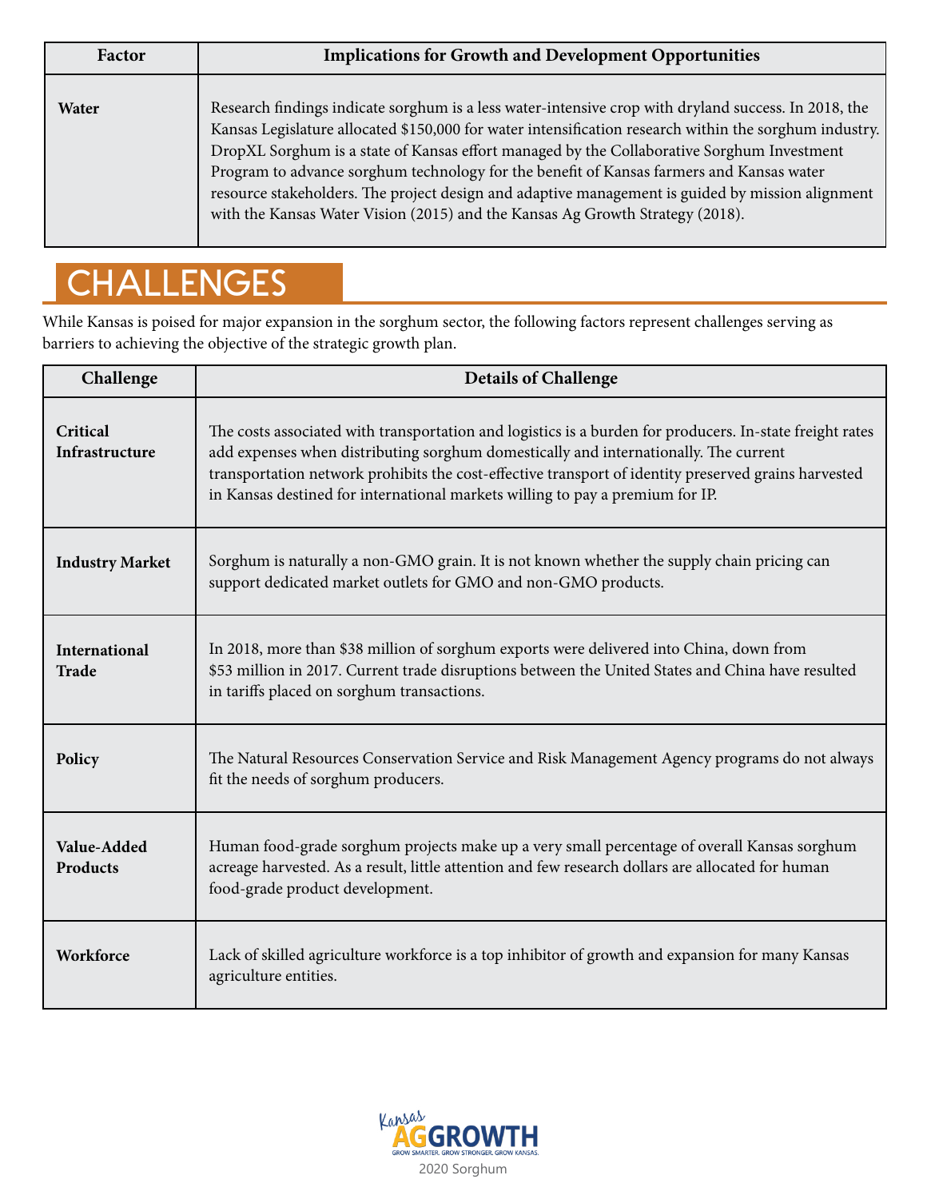| Factor | Implications for Growth and Development Opportunities |
|---|---|
| **Water** | Research findings indicate sorghum is a less water-intensive crop with dryland success. In 2018, the Kansas Legislature allocated $150,000 for water intensification research within the sorghum industry. DropXL Sorghum is a state of Kansas effort managed by the Collaborative Sorghum Investment Program to advance sorghum technology for the benefit of Kansas farmers and Kansas water resource stakeholders. The project design and adaptive management is guided by mission alignment with the Kansas Water Vision (2015) and the Kansas Ag Growth Strategy (2018). |

## CHALLENGES

While Kansas is poised for major expansion in the sorghum sector, the following factors represent challenges serving as barriers to achieving the objective of the strategic growth plan.

| Challenge | Details of Challenge |
|---|---|
| **Critical Infrastructure** | The costs associated with transportation and logistics is a burden for producers. In-state freight rates add expenses when distributing sorghum domestically and internationally. The current transportation network prohibits the cost-effective transport of identity preserved grains harvested in Kansas destined for international markets willing to pay a premium for IP. |
| **Industry Market** | Sorghum is naturally a non-GMO grain. It is not known whether the supply chain pricing can support dedicated market outlets for GMO and non-GMO products. |
| **International Trade** | In 2018, more than $38 million of sorghum exports were delivered into China, down from $53 million in 2017. Current trade disruptions between the United States and China have resulted in tariffs placed on sorghum transactions. |
| **Policy** | The Natural Resources Conservation Service and Risk Management Agency programs do not always fit the needs of sorghum producers. |
| **Value-Added Products** | Human food-grade sorghum projects make up a very small percentage of overall Kansas sorghum acreage harvested. As a result, little attention and few research dollars are allocated for human food-grade product development. |
| **Workforce** | Lack of skilled agriculture workforce is a top inhibitor of growth and expansion for many Kansas agriculture entities. |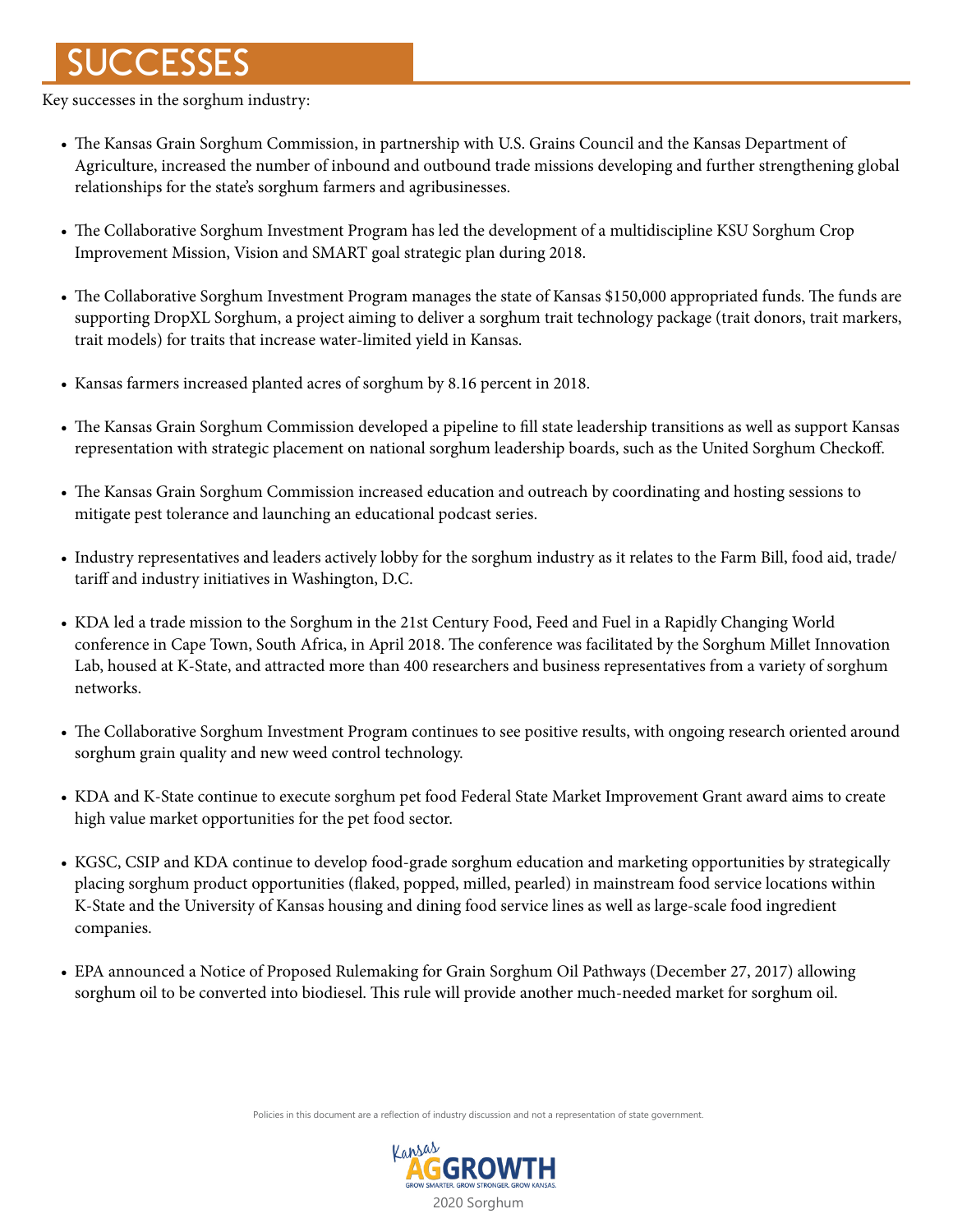# SUCCESSES

Key successes in the sorghum industry:

- The Kansas Grain Sorghum Commission, in partnership with U.S. Grains Council and the Kansas Department of Agriculture, increased the number of inbound and outbound trade missions developing and further strengthening global relationships for the state's sorghum farmers and agribusinesses.
- The Collaborative Sorghum Investment Program has led the development of a multidiscipline KSU Sorghum Crop Improvement Mission, Vision and SMART goal strategic plan during 2018.
- The Collaborative Sorghum Investment Program manages the state of Kansas $150,000 appropriated funds. The funds are supporting DropXL Sorghum, a project aiming to deliver a sorghum trait technology package (trait donors, trait markers, trait models) for traits that increase water-limited yield in Kansas.
- Kansas farmers increased planted acres of sorghum by 8.16 percent in 2018.
- The Kansas Grain Sorghum Commission developed a pipeline to fill state leadership transitions as well as support Kansas representation with strategic placement on national sorghum leadership boards, such as the United Sorghum Checkoff.
- The Kansas Grain Sorghum Commission increased education and outreach by coordinating and hosting sessions to mitigate pest tolerance and launching an educational podcast series.
- Industry representatives and leaders actively lobby for the sorghum industry as it relates to the Farm Bill, food aid, trade/tariff and industry initiatives in Washington, D.C.
- KDA led a trade mission to the Sorghum in the 21st Century Food, Feed and Fuel in a Rapidly Changing World conference in Cape Town, South Africa, in April 2018. The conference was facilitated by the Sorghum Millet Innovation Lab, housed at K-State, and attracted more than 400 researchers and business representatives from a variety of sorghum networks.
- The Collaborative Sorghum Investment Program continues to see positive results, with ongoing research oriented around sorghum grain quality and new weed control technology.
- KDA and K-State continue to execute sorghum pet food Federal State Market Improvement Grant award aims to create high value market opportunities for the pet food sector.
- KGSC, CSIP and KDA continue to develop food-grade sorghum education and marketing opportunities by strategically placing sorghum product opportunities (flaked, popped, milled, pearled) in mainstream food service locations within K-State and the University of Kansas housing and dining food service lines as well as large-scale food ingredient companies.
- EPA announced a Notice of Proposed Rulemaking for Grain Sorghum Oil Pathways (December 27, 2017) allowing sorghum oil to be converted into biodiesel. This rule will provide another much-needed market for sorghum oil.

Policies in this document are a reflection of industry discussion and not a representation of state government.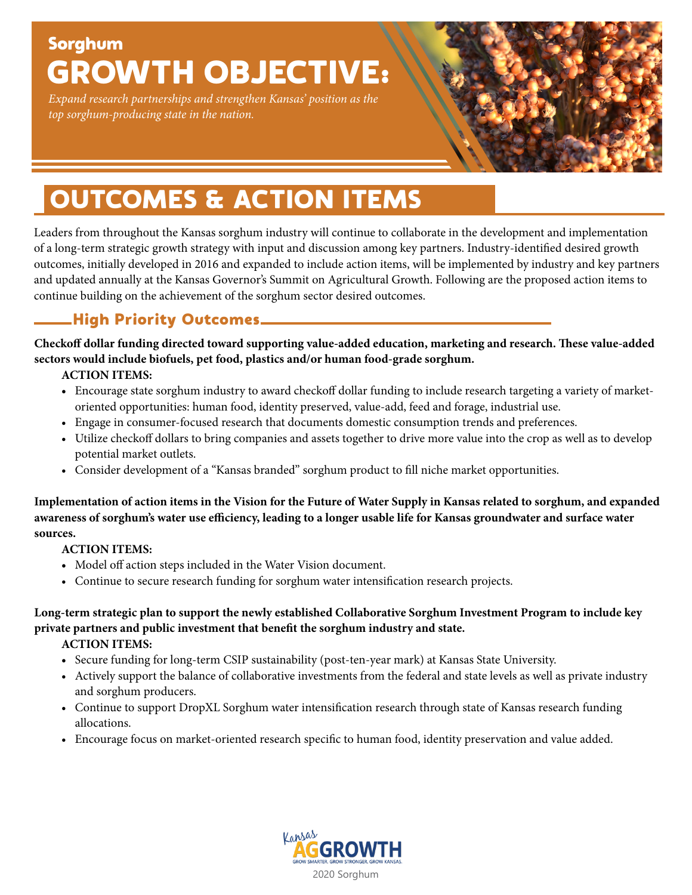## Sorghum

# GROWTH OBJECTIVE:

*Expand research partnerships and strengthen Kansas' position as the top sorghum-producing state in the nation.*

# OUTCOMES & ACTION ITEMS

Leaders from throughout the Kansas sorghum industry will continue to collaborate in the development and implementation of a long-term strategic growth strategy with input and discussion among key partners. Industry-identified desired growth outcomes, initially developed in 2016 and expanded to include action items, will be implemented by industry and key partners and updated annually at the Kansas Governor's Summit on Agricultural Growth. Following are the proposed action items to continue building on the achievement of the sorghum sector desired outcomes.

## High Priority Outcomes

**Checkoff dollar funding directed toward supporting value-added education, marketing and research. These value-added sectors would include biofuels, pet food, plastics and/or human food-grade sorghum.**

**ACTION ITEMS:**

- Encourage state sorghum industry to award checkoff dollar funding to include research targeting a variety of market-oriented opportunities: human food, identity preserved, value-add, feed and forage, industrial use.
- Engage in consumer-focused research that documents domestic consumption trends and preferences.
- Utilize checkoff dollars to bring companies and assets together to drive more value into the crop as well as to develop potential market outlets.
- Consider development of a "Kansas branded" sorghum product to fill niche market opportunities.

**Implementation of action items in the Vision for the Future of Water Supply in Kansas related to sorghum, and expanded awareness of sorghum's water use efficiency, leading to a longer usable life for Kansas groundwater and surface water sources.**

**ACTION ITEMS:**

- Model off action steps included in the Water Vision document.
- Continue to secure research funding for sorghum water intensification research projects.

**Long-term strategic plan to support the newly established Collaborative Sorghum Investment Program to include key private partners and public investment that benefit the sorghum industry and state.**

**ACTION ITEMS:**

- Secure funding for long-term CSIP sustainability (post-ten-year mark) at Kansas State University.
- Actively support the balance of collaborative investments from the federal and state levels as well as private industry and sorghum producers.
- Continue to support DropXL Sorghum water intensification research through state of Kansas research funding allocations.
- Encourage focus on market-oriented research specific to human food, identity preservation and value added.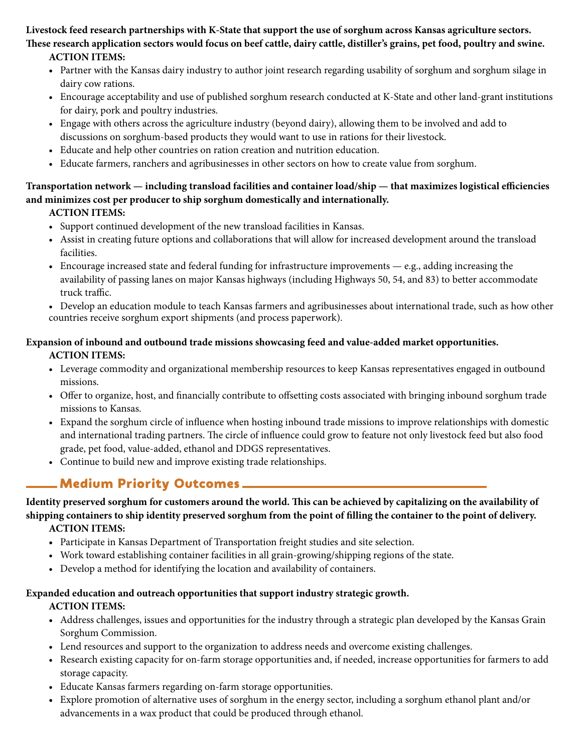**Livestock feed research partnerships with K-State that support the use of sorghum across Kansas agriculture sectors. These research application sectors would focus on beef cattle, dairy cattle, distiller's grains, pet food, poultry and swine.**

**ACTION ITEMS:**

- Partner with the Kansas dairy industry to author joint research regarding usability of sorghum and sorghum silage in dairy cow rations.
- Encourage acceptability and use of published sorghum research conducted at K-State and other land-grant institutions for dairy, pork and poultry industries.
- Engage with others across the agriculture industry (beyond dairy), allowing them to be involved and add to discussions on sorghum-based products they would want to use in rations for their livestock.
- Educate and help other countries on ration creation and nutrition education.
- Educate farmers, ranchers and agribusinesses in other sectors on how to create value from sorghum.

**Transportation network — including transload facilities and container load/ship — that maximizes logistical efficiencies and minimizes cost per producer to ship sorghum domestically and internationally.**

**ACTION ITEMS:**

- Support continued development of the new transload facilities in Kansas.
- Assist in creating future options and collaborations that will allow for increased development around the transload facilities.
- Encourage increased state and federal funding for infrastructure improvements — e.g., adding increasing the availability of passing lanes on major Kansas highways (including Highways 50, 54, and 83) to better accommodate truck traffic.
- Develop an education module to teach Kansas farmers and agribusinesses about international trade, such as how other countries receive sorghum export shipments (and process paperwork).

**Expansion of inbound and outbound trade missions showcasing feed and value-added market opportunities.**

**ACTION ITEMS:**

- Leverage commodity and organizational membership resources to keep Kansas representatives engaged in outbound missions.
- Offer to organize, host, and financially contribute to offsetting costs associated with bringing inbound sorghum trade missions to Kansas.
- Expand the sorghum circle of influence when hosting inbound trade missions to improve relationships with domestic and international trading partners. The circle of influence could grow to feature not only livestock feed but also food grade, pet food, value-added, ethanol and DDGS representatives.
- Continue to build new and improve existing trade relationships.

## Medium Priority Outcomes

**Identity preserved sorghum for customers around the world. This can be achieved by capitalizing on the availability of shipping containers to ship identity preserved sorghum from the point of filling the container to the point of delivery.**

**ACTION ITEMS:**

- Participate in Kansas Department of Transportation freight studies and site selection.
- Work toward establishing container facilities in all grain-growing/shipping regions of the state.
- Develop a method for identifying the location and availability of containers.

**Expanded education and outreach opportunities that support industry strategic growth.**

**ACTION ITEMS:**

- Address challenges, issues and opportunities for the industry through a strategic plan developed by the Kansas Grain Sorghum Commission.
- Lend resources and support to the organization to address needs and overcome existing challenges.
- Research existing capacity for on-farm storage opportunities and, if needed, increase opportunities for farmers to add storage capacity.
- Educate Kansas farmers regarding on-farm storage opportunities.
- Explore promotion of alternative uses of sorghum in the energy sector, including a sorghum ethanol plant and/or advancements in a wax product that could be produced through ethanol.